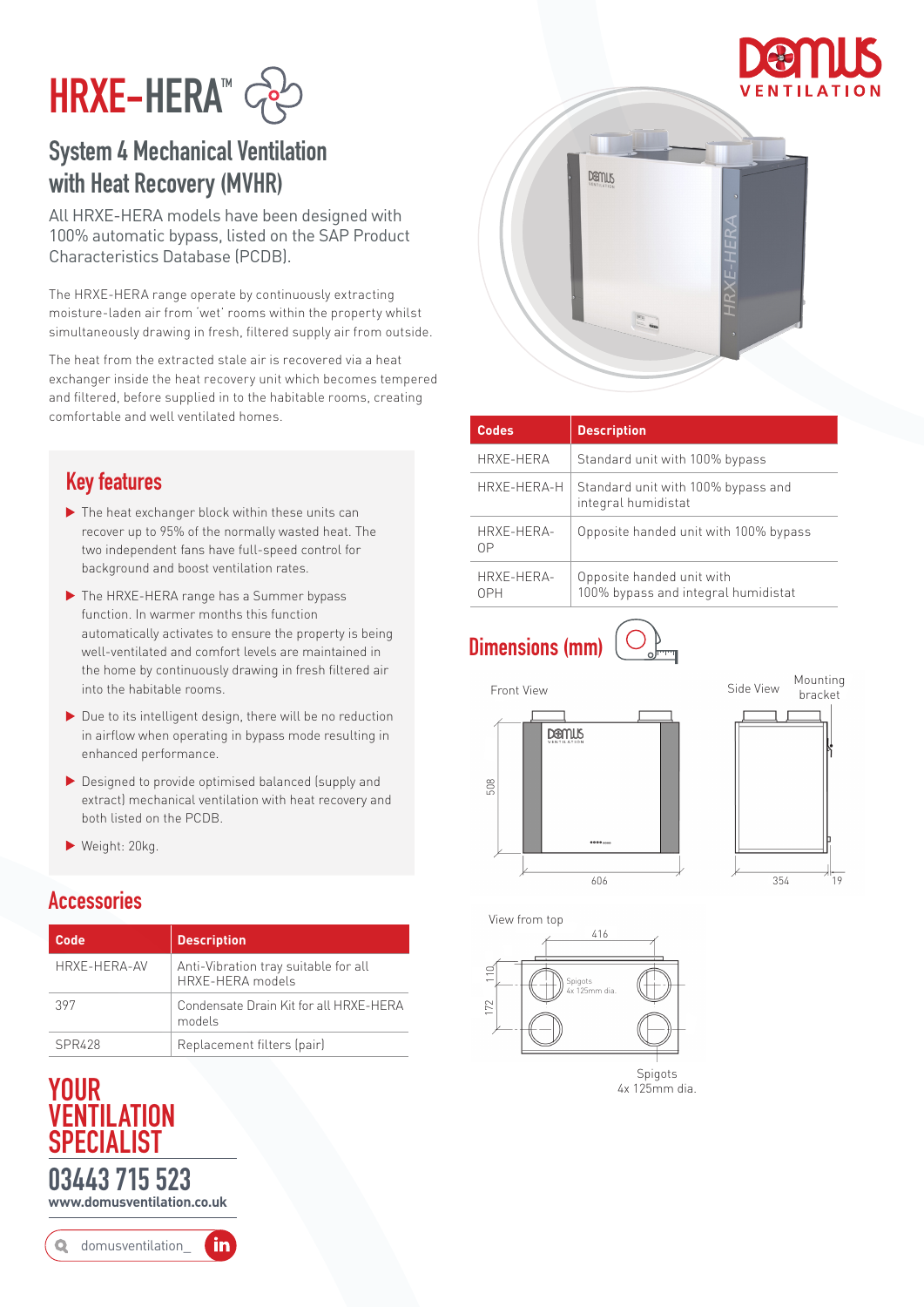# HRXE-HERA™

## System 4 Mechanical Ventilation with Heat Recovery (MVHR)

All HRXE-HERA models have been designed with 100% automatic bypass, listed on the SAP Product Characteristics Database (PCDB).

The HRXE-HERA range operate by continuously extracting moisture-laden air from 'wet' rooms within the property whilst simultaneously drawing in fresh, filtered supply air from outside.

The heat from the extracted stale air is recovered via a heat exchanger inside the heat recovery unit which becomes tempered and filtered, before supplied in to the habitable rooms, creating comfortable and well ventilated homes.

## Key features

- The heat exchanger block within these units can recover up to 95% of the normally wasted heat. The two independent fans have full-speed control for background and boost ventilation rates.
- The HRXE-HERA range has a Summer bypass function. In warmer months this function automatically activates to ensure the property is being well-ventilated and comfort levels are maintained in the home by continuously drawing in fresh filtered air into the habitable rooms.
- Due to its intelligent design, there will be no reduction in airflow when operating in bypass mode resulting in enhanced performance.
- Designed to provide optimised balanced (supply and extract) mechanical ventilation with heat recovery and both listed on the PCDB.
- Weight: 20kg.

## Accessories

| Code | Description |
|---|---|
| HRXE-HERA-AV | Anti-Vibration tray suitable for all HRXE-HERA models |
| 397 | Condensate Drain Kit for all HRXE-HERA models |
| SPR428 | Replacement filters (pair) |

| Codes | Description |
|---|---|
| HRXE-HERA | Standard unit with 100% bypass |
| HRXE-HERA-H | Standard unit with 100% bypass and integral humidistat |
| HRXE-HERA-OP | Opposite handed unit with 100% bypass |
| HRXE-HERA-OPH | Opposite handed unit with 100% bypass and integral humidistat |

## Dimensions (mm)

Front View: 508 (height), 606 (width)

Side View: 354 (depth), 19 (mounting bracket)

View from top: 416, 110, 172 — Spigots 4x 125mm dia.

## YOUR VENTILATION SPECIALIST

**03443 715 523**

**www.domusventilation.co.uk**

domusventilation_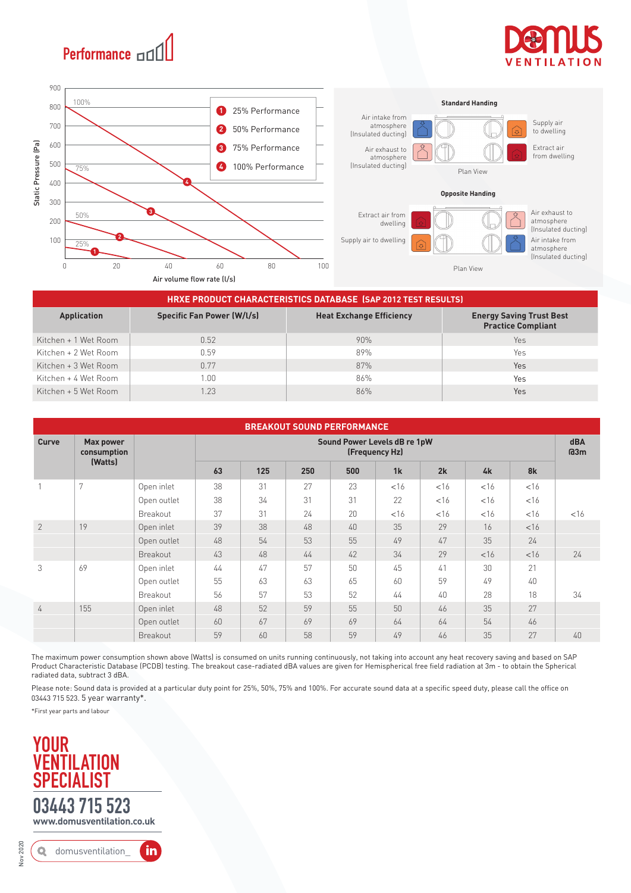## Performance

DOMUS VENTILATION

Static Pressure (Pa)

900
800
700
600
500
400
300
200
100
0

100%
75%
50%
25%

0 20 40 60 80 100

Air volume flow rate (l/s)

1 25% Performance
2 50% Performance
3 75% Performance
4 100% Performance

**Standard Handing**

Air intake from atmosphere (Insulated ducting)
Air exhaust to atmosphere (Insulated ducting)
Supply air to dwelling
Extract air from dwelling
Plan View

**Opposite Handing**

Extract air from dwelling
Supply air to dwelling
Air exhaust to atmosphere (Insulated ducting)
Air intake from atmosphere (Insulated ducting)
Plan View

| HRXE PRODUCT CHARACTERISTICS DATABASE (SAP 2012 TEST RESULTS) | | | |
|---|---|---|---|
| **Application** | **Specific Fan Power (W/l/s)** | **Heat Exchange Efficiency** | **Energy Saving Trust Best Practice Compliant** |
| Kitchen + 1 Wet Room | 0.52 | 90% | Yes |
| Kitchen + 2 Wet Room | 0.59 | 89% | Yes |
| Kitchen + 3 Wet Room | 0.77 | 87% | Yes |
| Kitchen + 4 Wet Room | 1.00 | 86% | Yes |
| Kitchen + 5 Wet Room | 1.23 | 86% | Yes |

**BREAKOUT SOUND PERFORMANCE**

| Curve | Max power consumption (Watts) | | Sound Power Levels dB re 1pW (Frequency Hz) | | | | | | | | dBA @3m |
|---|---|---|---|---|---|---|---|---|---|---|---|
| | | | 63 | 125 | 250 | 500 | 1k | 2k | 4k | 8k | |
| 1 | 7 | Open inlet | 38 | 31 | 27 | 23 | <16 | <16 | <16 | <16 | |
| | | Open outlet | 38 | 34 | 31 | 31 | 22 | <16 | <16 | <16 | |
| | | Breakout | 37 | 31 | 24 | 20 | <16 | <16 | <16 | <16 | <16 |
| 2 | 19 | Open inlet | 39 | 38 | 48 | 40 | 35 | 29 | 16 | <16 | |
| | | Open outlet | 48 | 54 | 53 | 55 | 49 | 47 | 35 | 24 | |
| | | Breakout | 43 | 48 | 44 | 42 | 34 | 29 | <16 | <16 | 24 |
| 3 | 69 | Open inlet | 44 | 47 | 57 | 50 | 45 | 41 | 30 | 21 | |
| | | Open outlet | 55 | 63 | 63 | 65 | 60 | 59 | 49 | 40 | |
| | | Breakout | 56 | 57 | 53 | 52 | 44 | 40 | 28 | 18 | 34 |
| 4 | 155 | Open inlet | 48 | 52 | 59 | 55 | 50 | 46 | 35 | 27 | |
| | | Open outlet | 60 | 67 | 69 | 69 | 64 | 64 | 54 | 46 | |
| | | Breakout | 59 | 60 | 58 | 59 | 49 | 46 | 35 | 27 | 40 |

The maximum power consumption shown above (Watts) is consumed on units running continuously, not taking into account any heat recovery saving and based on SAP Product Characteristic Database (PCDB) testing. The breakout case-radiated dBA values are given for Hemispherical free field radiation at 3m - to obtain the Spherical radiated data, subtract 3 dBA.

Please note: Sound data is provided at a particular duty point for 25%, 50%, 75% and 100%. For accurate sound data at a specific speed duty, please call the office on 03443 715 523. 5 year warranty*.

*First year parts and labour

**YOUR VENTILATION SPECIALIST**

**03443 715 523**

**www.domusventilation.co.uk**

domusventilation_

Nov 2020